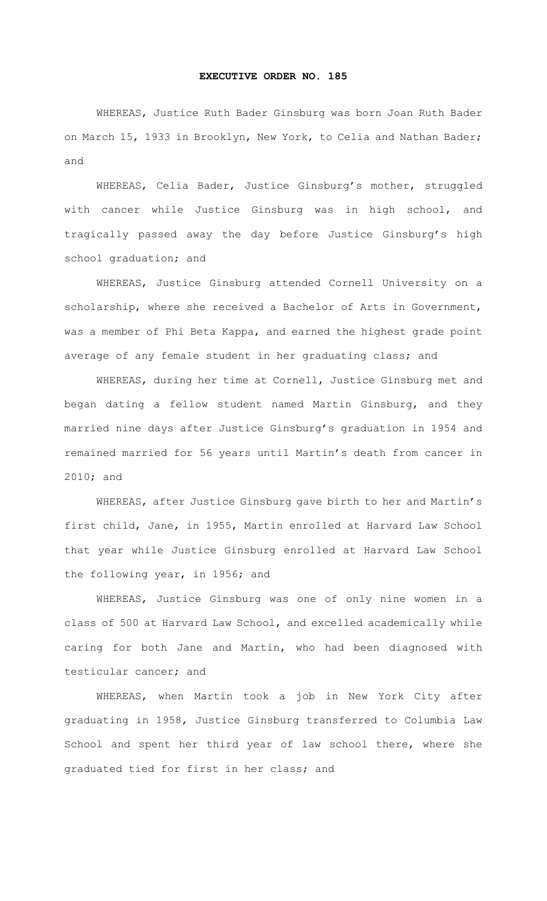# EXECUTIVE ORDER NO. 185

WHEREAS, Justice Ruth Bader Ginsburg was born Joan Ruth Bader on March 15, 1933 in Brooklyn, New York, to Celia and Nathan Bader; and

WHEREAS, Celia Bader, Justice Ginsburg's mother, struggled with cancer while Justice Ginsburg was in high school, and tragically passed away the day before Justice Ginsburg's high school graduation; and

WHEREAS, Justice Ginsburg attended Cornell University on a scholarship, where she received a Bachelor of Arts in Government, was a member of Phi Beta Kappa, and earned the highest grade point average of any female student in her graduating class; and

WHEREAS, during her time at Cornell, Justice Ginsburg met and began dating a fellow student named Martin Ginsburg, and they married nine days after Justice Ginsburg's graduation in 1954 and remained married for 56 years until Martin's death from cancer in 2010; and

WHEREAS, after Justice Ginsburg gave birth to her and Martin's first child, Jane, in 1955, Martin enrolled at Harvard Law School that year while Justice Ginsburg enrolled at Harvard Law School the following year, in 1956; and

WHEREAS, Justice Ginsburg was one of only nine women in a class of 500 at Harvard Law School, and excelled academically while caring for both Jane and Martin, who had been diagnosed with testicular cancer; and

WHEREAS, when Martin took a job in New York City after graduating in 1958, Justice Ginsburg transferred to Columbia Law School and spent her third year of law school there, where she graduated tied for first in her class; and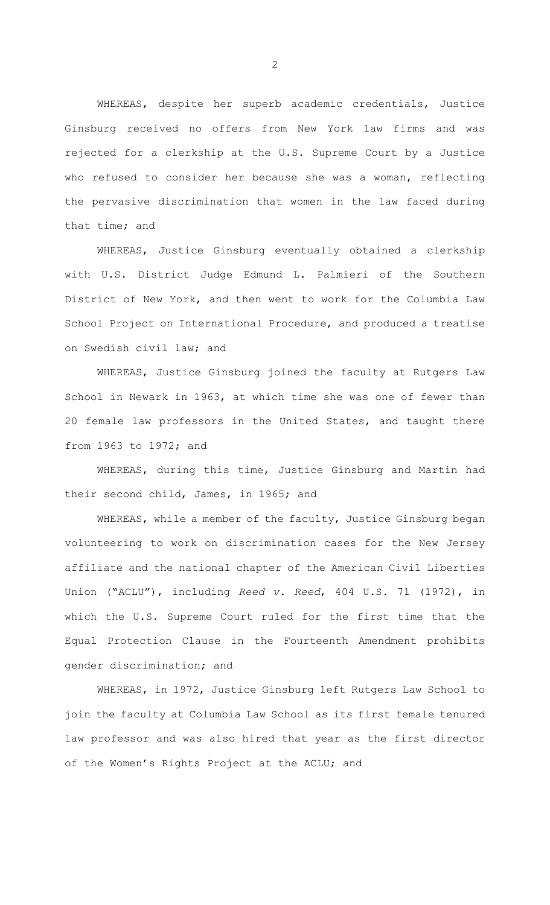WHEREAS, despite her superb academic credentials, Justice Ginsburg received no offers from New York law firms and was rejected for a clerkship at the U.S. Supreme Court by a Justice who refused to consider her because she was a woman, reflecting the pervasive discrimination that women in the law faced during that time; and

WHEREAS, Justice Ginsburg eventually obtained a clerkship with U.S. District Judge Edmund L. Palmieri of the Southern District of New York, and then went to work for the Columbia Law School Project on International Procedure, and produced a treatise on Swedish civil law; and

WHEREAS, Justice Ginsburg joined the faculty at Rutgers Law School in Newark in 1963, at which time she was one of fewer than 20 female law professors in the United States, and taught there from 1963 to 1972; and

WHEREAS, during this time, Justice Ginsburg and Martin had their second child, James, in 1965; and

WHEREAS, while a member of the faculty, Justice Ginsburg began volunteering to work on discrimination cases for the New Jersey affiliate and the national chapter of the American Civil Liberties Union ("ACLU"), including *Reed v. Reed*, 404 U.S. 71 (1972), in which the U.S. Supreme Court ruled for the first time that the Equal Protection Clause in the Fourteenth Amendment prohibits gender discrimination; and

WHEREAS, in 1972, Justice Ginsburg left Rutgers Law School to join the faculty at Columbia Law School as its first female tenured law professor and was also hired that year as the first director of the Women's Rights Project at the ACLU; and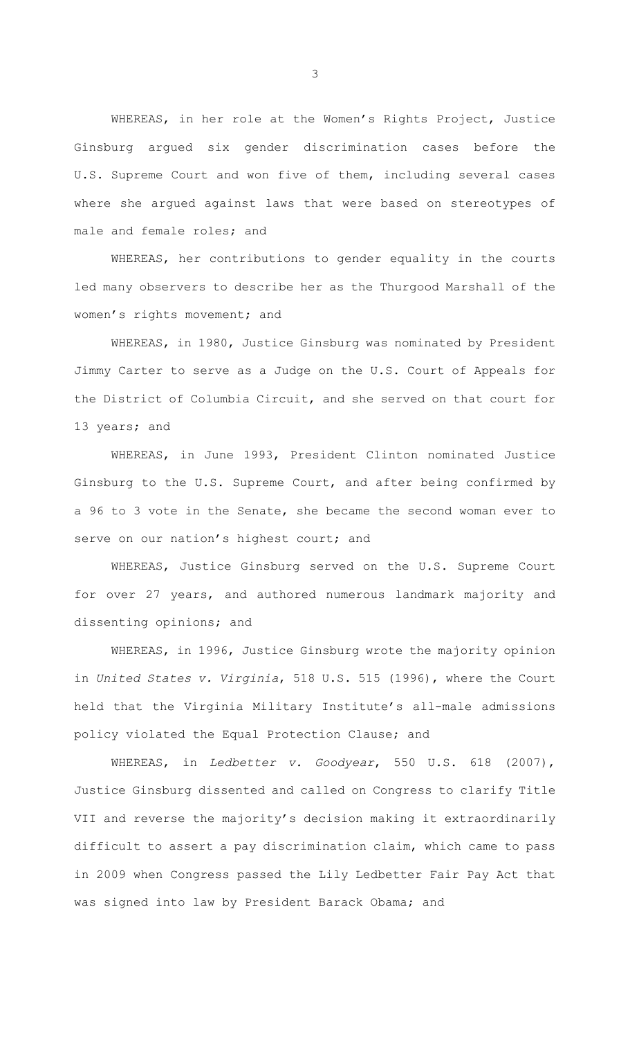WHEREAS, in her role at the Women's Rights Project, Justice Ginsburg argued six gender discrimination cases before the U.S. Supreme Court and won five of them, including several cases where she argued against laws that were based on stereotypes of male and female roles; and

WHEREAS, her contributions to gender equality in the courts led many observers to describe her as the Thurgood Marshall of the women's rights movement; and

WHEREAS, in 1980, Justice Ginsburg was nominated by President Jimmy Carter to serve as a Judge on the U.S. Court of Appeals for the District of Columbia Circuit, and she served on that court for 13 years; and

WHEREAS, in June 1993, President Clinton nominated Justice Ginsburg to the U.S. Supreme Court, and after being confirmed by a 96 to 3 vote in the Senate, she became the second woman ever to serve on our nation's highest court; and

WHEREAS, Justice Ginsburg served on the U.S. Supreme Court for over 27 years, and authored numerous landmark majority and dissenting opinions; and

WHEREAS, in 1996, Justice Ginsburg wrote the majority opinion in *United States v. Virginia*, 518 U.S. 515 (1996), where the Court held that the Virginia Military Institute's all-male admissions policy violated the Equal Protection Clause; and

WHEREAS, in *Ledbetter v. Goodyear*, 550 U.S. 618 (2007), Justice Ginsburg dissented and called on Congress to clarify Title VII and reverse the majority's decision making it extraordinarily difficult to assert a pay discrimination claim, which came to pass in 2009 when Congress passed the Lily Ledbetter Fair Pay Act that was signed into law by President Barack Obama; and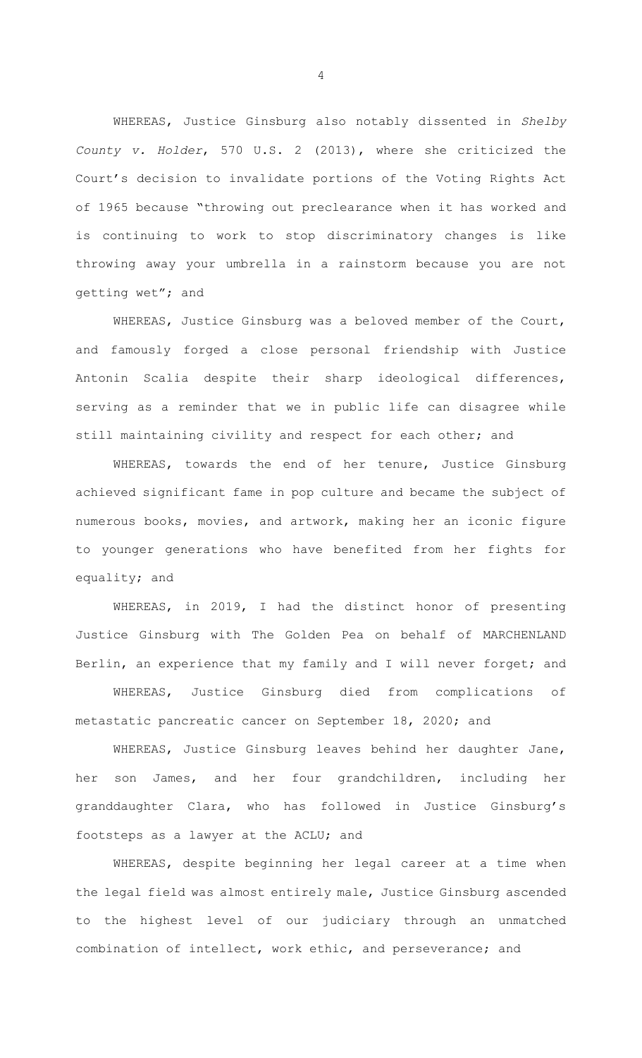WHEREAS, Justice Ginsburg also notably dissented in *Shelby County v. Holder*, 570 U.S. 2 (2013), where she criticized the Court's decision to invalidate portions of the Voting Rights Act of 1965 because "throwing out preclearance when it has worked and is continuing to work to stop discriminatory changes is like throwing away your umbrella in a rainstorm because you are not getting wet"; and

WHEREAS, Justice Ginsburg was a beloved member of the Court, and famously forged a close personal friendship with Justice Antonin Scalia despite their sharp ideological differences, serving as a reminder that we in public life can disagree while still maintaining civility and respect for each other; and

WHEREAS, towards the end of her tenure, Justice Ginsburg achieved significant fame in pop culture and became the subject of numerous books, movies, and artwork, making her an iconic figure to younger generations who have benefited from her fights for equality; and

WHEREAS, in 2019, I had the distinct honor of presenting Justice Ginsburg with The Golden Pea on behalf of MARCHENLAND Berlin, an experience that my family and I will never forget; and

WHEREAS, Justice Ginsburg died from complications of metastatic pancreatic cancer on September 18, 2020; and

WHEREAS, Justice Ginsburg leaves behind her daughter Jane, her son James, and her four grandchildren, including her granddaughter Clara, who has followed in Justice Ginsburg's footsteps as a lawyer at the ACLU; and

WHEREAS, despite beginning her legal career at a time when the legal field was almost entirely male, Justice Ginsburg ascended to the highest level of our judiciary through an unmatched combination of intellect, work ethic, and perseverance; and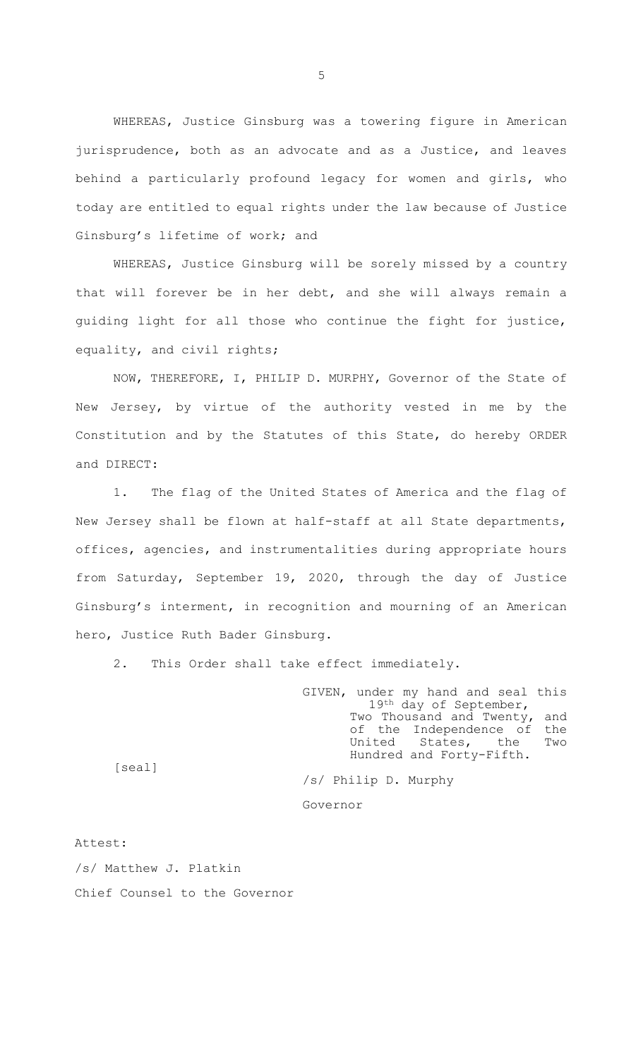WHEREAS, Justice Ginsburg was a towering figure in American jurisprudence, both as an advocate and as a Justice, and leaves behind a particularly profound legacy for women and girls, who today are entitled to equal rights under the law because of Justice Ginsburg's lifetime of work; and

WHEREAS, Justice Ginsburg will be sorely missed by a country that will forever be in her debt, and she will always remain a guiding light for all those who continue the fight for justice, equality, and civil rights;

NOW, THEREFORE, I, PHILIP D. MURPHY, Governor of the State of New Jersey, by virtue of the authority vested in me by the Constitution and by the Statutes of this State, do hereby ORDER and DIRECT:

1. The flag of the United States of America and the flag of New Jersey shall be flown at half-staff at all State departments, offices, agencies, and instrumentalities during appropriate hours from Saturday, September 19, 2020, through the day of Justice Ginsburg's interment, in recognition and mourning of an American hero, Justice Ruth Bader Ginsburg.

2. This Order shall take effect immediately.

GIVEN, under my hand and seal this 19th day of September, Two Thousand and Twenty, and of the Independence of the United States, the Two Hundred and Forty-Fifth.

[seal]

/s/ Philip D. Murphy

Governor

Attest:

/s/ Matthew J. Platkin

Chief Counsel to the Governor